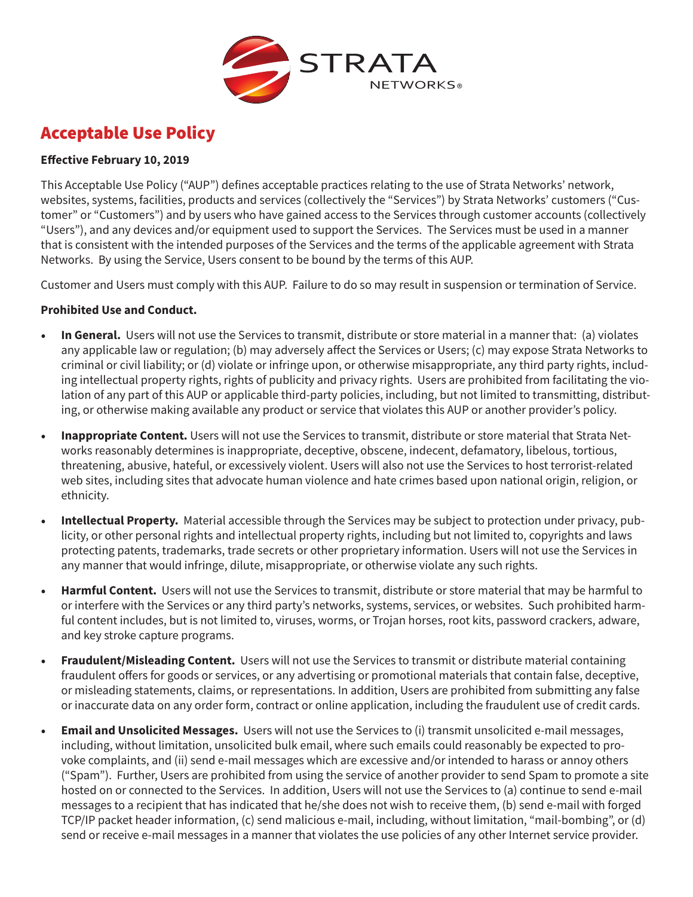# Acceptable Use Policy

**Effective February 10, 2019**

This Acceptable Use Policy ("AUP") defines acceptable practices relating to the use of Strata Networks' network, websites, systems, facilities, products and services (collectively the "Services") by Strata Networks' customers ("Customer" or "Customers") and by users who have gained access to the Services through customer accounts (collectively "Users"), and any devices and/or equipment used to support the Services. The Services must be used in a manner that is consistent with the intended purposes of the Services and the terms of the applicable agreement with Strata Networks. By using the Service, Users consent to be bound by the terms of this AUP.

Customer and Users must comply with this AUP. Failure to do so may result in suspension or termination of Service.

**Prohibited Use and Conduct.**

- **In General.** Users will not use the Services to transmit, distribute or store material in a manner that: (a) violates any applicable law or regulation; (b) may adversely affect the Services or Users; (c) may expose Strata Networks to criminal or civil liability; or (d) violate or infringe upon, or otherwise misappropriate, any third party rights, including intellectual property rights, rights of publicity and privacy rights. Users are prohibited from facilitating the violation of any part of this AUP or applicable third-party policies, including, but not limited to transmitting, distributing, or otherwise making available any product or service that violates this AUP or another provider's policy.

- **Inappropriate Content.** Users will not use the Services to transmit, distribute or store material that Strata Networks reasonably determines is inappropriate, deceptive, obscene, indecent, defamatory, libelous, tortious, threatening, abusive, hateful, or excessively violent. Users will also not use the Services to host terrorist-related web sites, including sites that advocate human violence and hate crimes based upon national origin, religion, or ethnicity.

- **Intellectual Property.** Material accessible through the Services may be subject to protection under privacy, publicity, or other personal rights and intellectual property rights, including but not limited to, copyrights and laws protecting patents, trademarks, trade secrets or other proprietary information. Users will not use the Services in any manner that would infringe, dilute, misappropriate, or otherwise violate any such rights.

- **Harmful Content.** Users will not use the Services to transmit, distribute or store material that may be harmful to or interfere with the Services or any third party's networks, systems, services, or websites. Such prohibited harmful content includes, but is not limited to, viruses, worms, or Trojan horses, root kits, password crackers, adware, and key stroke capture programs.

- **Fraudulent/Misleading Content.** Users will not use the Services to transmit or distribute material containing fraudulent offers for goods or services, or any advertising or promotional materials that contain false, deceptive, or misleading statements, claims, or representations. In addition, Users are prohibited from submitting any false or inaccurate data on any order form, contract or online application, including the fraudulent use of credit cards.

- **Email and Unsolicited Messages.** Users will not use the Services to (i) transmit unsolicited e-mail messages, including, without limitation, unsolicited bulk email, where such emails could reasonably be expected to provoke complaints, and (ii) send e-mail messages which are excessive and/or intended to harass or annoy others ("Spam"). Further, Users are prohibited from using the service of another provider to send Spam to promote a site hosted on or connected to the Services. In addition, Users will not use the Services to (a) continue to send e-mail messages to a recipient that has indicated that he/she does not wish to receive them, (b) send e-mail with forged TCP/IP packet header information, (c) send malicious e-mail, including, without limitation, "mail-bombing", or (d) send or receive e-mail messages in a manner that violates the use policies of any other Internet service provider.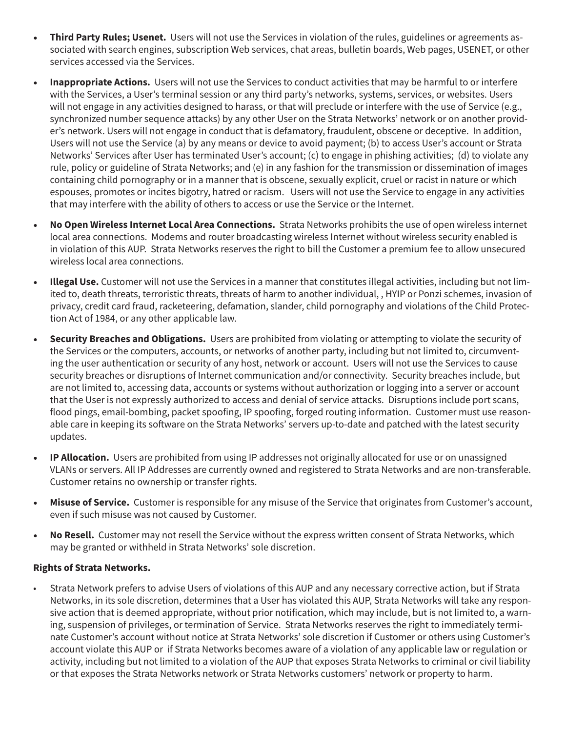- **Third Party Rules; Usenet.** Users will not use the Services in violation of the rules, guidelines or agreements associated with search engines, subscription Web services, chat areas, bulletin boards, Web pages, USENET, or other services accessed via the Services.
- **Inappropriate Actions.** Users will not use the Services to conduct activities that may be harmful to or interfere with the Services, a User's terminal session or any third party's networks, systems, services, or websites. Users will not engage in any activities designed to harass, or that will preclude or interfere with the use of Service (e.g., synchronized number sequence attacks) by any other User on the Strata Networks' network or on another provider's network. Users will not engage in conduct that is defamatory, fraudulent, obscene or deceptive. In addition, Users will not use the Service (a) by any means or device to avoid payment; (b) to access User's account or Strata Networks' Services after User has terminated User's account; (c) to engage in phishing activities; (d) to violate any rule, policy or guideline of Strata Networks; and (e) in any fashion for the transmission or dissemination of images containing child pornography or in a manner that is obscene, sexually explicit, cruel or racist in nature or which espouses, promotes or incites bigotry, hatred or racism. Users will not use the Service to engage in any activities that may interfere with the ability of others to access or use the Service or the Internet.
- **No Open Wireless Internet Local Area Connections.** Strata Networks prohibits the use of open wireless internet local area connections. Modems and router broadcasting wireless Internet without wireless security enabled is in violation of this AUP. Strata Networks reserves the right to bill the Customer a premium fee to allow unsecured wireless local area connections.
- **Illegal Use.** Customer will not use the Services in a manner that constitutes illegal activities, including but not limited to, death threats, terroristic threats, threats of harm to another individual, , HYIP or Ponzi schemes, invasion of privacy, credit card fraud, racketeering, defamation, slander, child pornography and violations of the Child Protection Act of 1984, or any other applicable law.
- **Security Breaches and Obligations.** Users are prohibited from violating or attempting to violate the security of the Services or the computers, accounts, or networks of another party, including but not limited to, circumventing the user authentication or security of any host, network or account. Users will not use the Services to cause security breaches or disruptions of Internet communication and/or connectivity. Security breaches include, but are not limited to, accessing data, accounts or systems without authorization or logging into a server or account that the User is not expressly authorized to access and denial of service attacks. Disruptions include port scans, flood pings, email-bombing, packet spoofing, IP spoofing, forged routing information. Customer must use reasonable care in keeping its software on the Strata Networks' servers up-to-date and patched with the latest security updates.
- **IP Allocation.** Users are prohibited from using IP addresses not originally allocated for use or on unassigned VLANs or servers. All IP Addresses are currently owned and registered to Strata Networks and are non-transferable. Customer retains no ownership or transfer rights.
- **Misuse of Service.** Customer is responsible for any misuse of the Service that originates from Customer's account, even if such misuse was not caused by Customer.
- **No Resell.** Customer may not resell the Service without the express written consent of Strata Networks, which may be granted or withheld in Strata Networks' sole discretion.

**Rights of Strata Networks.**

- Strata Network prefers to advise Users of violations of this AUP and any necessary corrective action, but if Strata Networks, in its sole discretion, determines that a User has violated this AUP, Strata Networks will take any responsive action that is deemed appropriate, without prior notification, which may include, but is not limited to, a warning, suspension of privileges, or termination of Service. Strata Networks reserves the right to immediately terminate Customer's account without notice at Strata Networks' sole discretion if Customer or others using Customer's account violate this AUP or if Strata Networks becomes aware of a violation of any applicable law or regulation or activity, including but not limited to a violation of the AUP that exposes Strata Networks to criminal or civil liability or that exposes the Strata Networks network or Strata Networks customers' network or property to harm.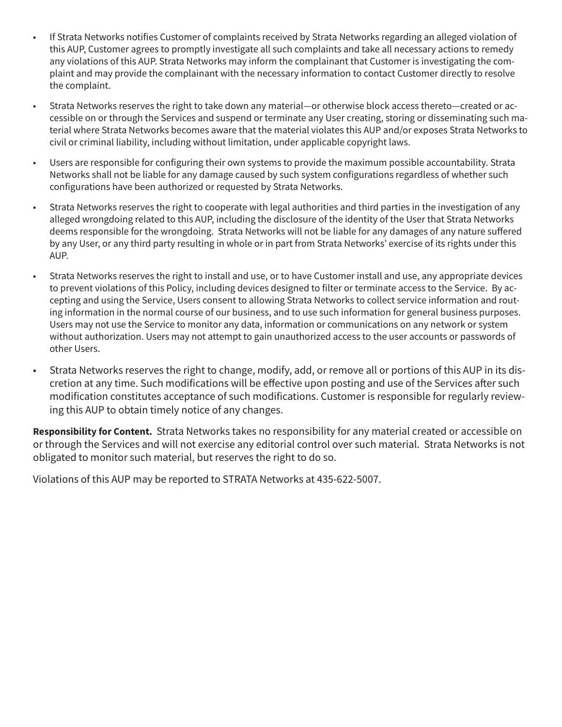- If Strata Networks notifies Customer of complaints received by Strata Networks regarding an alleged violation of this AUP, Customer agrees to promptly investigate all such complaints and take all necessary actions to remedy any violations of this AUP. Strata Networks may inform the complainant that Customer is investigating the complaint and may provide the complainant with the necessary information to contact Customer directly to resolve the complaint.

- Strata Networks reserves the right to take down any material—or otherwise block access thereto—created or accessible on or through the Services and suspend or terminate any User creating, storing or disseminating such material where Strata Networks becomes aware that the material violates this AUP and/or exposes Strata Networks to civil or criminal liability, including without limitation, under applicable copyright laws.

- Users are responsible for configuring their own systems to provide the maximum possible accountability. Strata Networks shall not be liable for any damage caused by such system configurations regardless of whether such configurations have been authorized or requested by Strata Networks.

- Strata Networks reserves the right to cooperate with legal authorities and third parties in the investigation of any alleged wrongdoing related to this AUP, including the disclosure of the identity of the User that Strata Networks deems responsible for the wrongdoing. Strata Networks will not be liable for any damages of any nature suffered by any User, or any third party resulting in whole or in part from Strata Networks' exercise of its rights under this AUP.

- Strata Networks reserves the right to install and use, or to have Customer install and use, any appropriate devices to prevent violations of this Policy, including devices designed to filter or terminate access to the Service. By accepting and using the Service, Users consent to allowing Strata Networks to collect service information and routing information in the normal course of our business, and to use such information for general business purposes. Users may not use the Service to monitor any data, information or communications on any network or system without authorization. Users may not attempt to gain unauthorized access to the user accounts or passwords of other Users.

- Strata Networks reserves the right to change, modify, add, or remove all or portions of this AUP in its discretion at any time. Such modifications will be effective upon posting and use of the Services after such modification constitutes acceptance of such modifications. Customer is responsible for regularly reviewing this AUP to obtain timely notice of any changes.

**Responsibility for Content.** Strata Networks takes no responsibility for any material created or accessible on or through the Services and will not exercise any editorial control over such material. Strata Networks is not obligated to monitor such material, but reserves the right to do so.

Violations of this AUP may be reported to STRATA Networks at 435-622-5007.